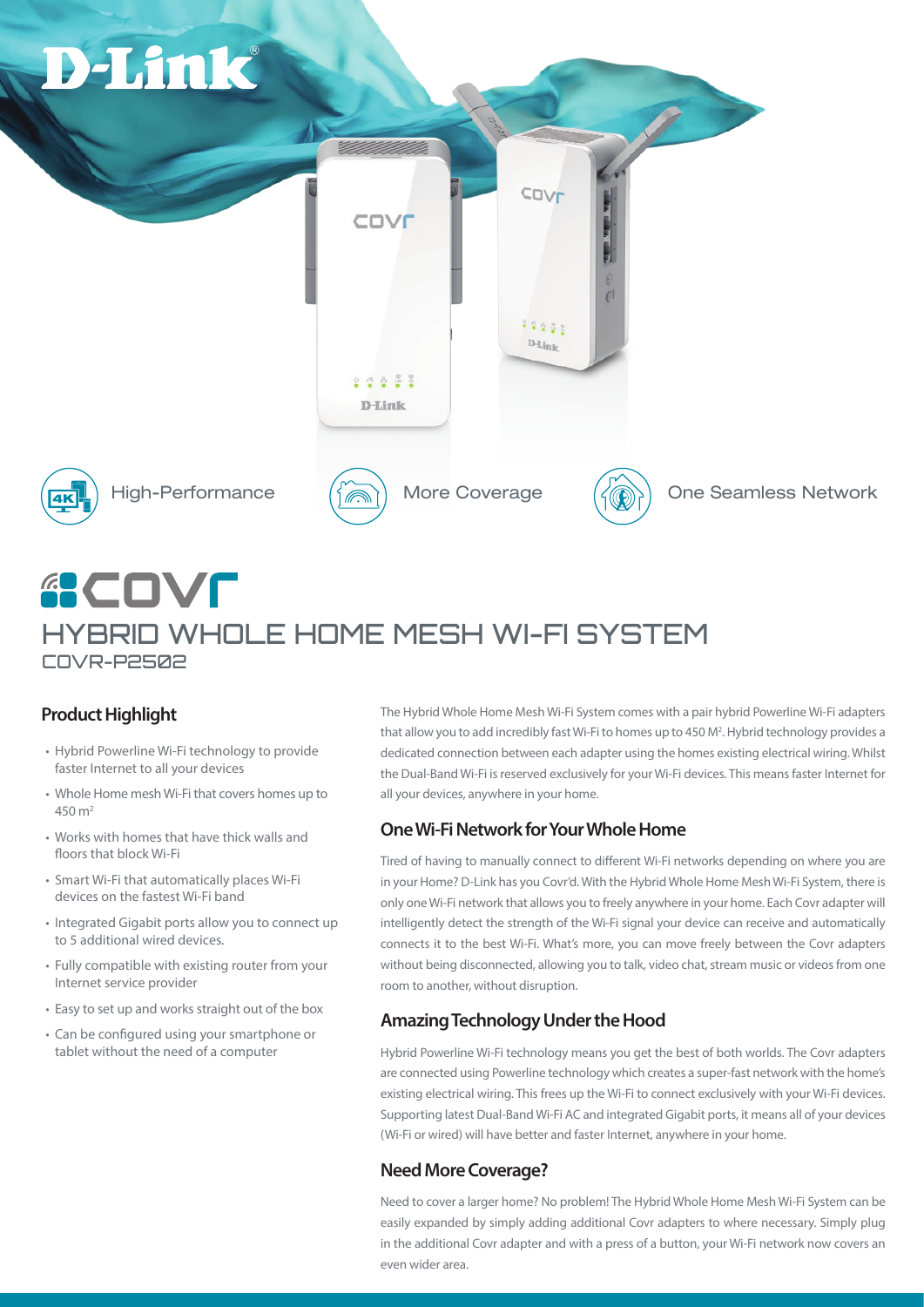D-Link

High-Performance

More Coverage

One Seamless Network

# COVR

## HYBRID WHOLE HOME MESH WI-FI SYSTEM

COVR-P2502

### Product Highlight

- Hybrid Powerline Wi-Fi technology to provide faster Internet to all your devices
- Whole Home mesh Wi-Fi that covers homes up to 450 $m^2$
- Works with homes that have thick walls and floors that block Wi-Fi
- Smart Wi-Fi that automatically places Wi-Fi devices on the fastest Wi-Fi band
- Integrated Gigabit ports allow you to connect up to 5 additional wired devices.
- Fully compatible with existing router from your Internet service provider
- Easy to set up and works straight out of the box
- Can be configured using your smartphone or tablet without the need of a computer

The Hybrid Whole Home Mesh Wi-Fi System comes with a pair hybrid Powerline Wi-Fi adapters that allow you to add incredibly fast Wi-Fi to homes up to 450 $M^2$. Hybrid technology provides a dedicated connection between each adapter using the homes existing electrical wiring. Whilst the Dual-Band Wi-Fi is reserved exclusively for your Wi-Fi devices. This means faster Internet for all your devices, anywhere in your home.

### One Wi-Fi Network for Your Whole Home

Tired of having to manually connect to different Wi-Fi networks depending on where you are in your Home? D-Link has you Covr'd. With the Hybrid Whole Home Mesh Wi-Fi System, there is only one Wi-Fi network that allows you to freely anywhere in your home. Each Covr adapter will intelligently detect the strength of the Wi-Fi signal your device can receive and automatically connects it to the best Wi-Fi. What's more, you can move freely between the Covr adapters without being disconnected, allowing you to talk, video chat, stream music or videos from one room to another, without disruption.

### Amazing Technology Under the Hood

Hybrid Powerline Wi-Fi technology means you get the best of both worlds. The Covr adapters are connected using Powerline technology which creates a super-fast network with the home's existing electrical wiring. This frees up the Wi-Fi to connect exclusively with your Wi-Fi devices. Supporting latest Dual-Band Wi-Fi AC and integrated Gigabit ports, it means all of your devices (Wi-Fi or wired) will have better and faster Internet, anywhere in your home.

### Need More Coverage?

Need to cover a larger home? No problem! The Hybrid Whole Home Mesh Wi-Fi System can be easily expanded by simply adding additional Covr adapters to where necessary. Simply plug in the additional Covr adapter and with a press of a button, your Wi-Fi network now covers an even wider area.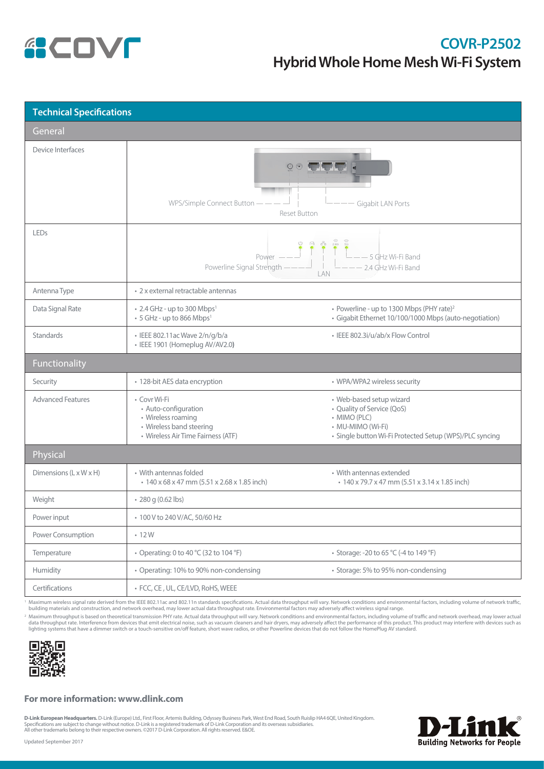# COVR-P2502

## Hybrid Whole Home Mesh Wi-Fi System

| Technical Specifications | | |
|---|---|---|
| **General** | | |
| Device Interfaces | WPS/Simple Connect Button; Reset Button; Gigabit LAN Ports | |
| LEDs | Power; Powerline Signal Strength; LAN; 5 GHz Wi-Fi Band; 2.4 GHz Wi-Fi Band | |
| Antenna Type | • 2 x external retractable antennas | |
| Data Signal Rate | • 2.4 GHz - up to 300 Mbps[1]<br>• 5 GHz - up to 866 Mbps[1] | • Powerline - up to 1300 Mbps (PHY rate)[2]<br>• Gigabit Ethernet 10/100/1000 Mbps (auto-negotiation) |
| Standards | • IEEE 802.11ac Wave 2/n/g/b/a<br>• IEEE 1901 (Homeplug AV/AV2.0) | • IEEE 802.3i/u/ab/x Flow Control |
| **Functionality** | | |
| Security | • 128-bit AES data encryption | • WPA/WPA2 wireless security |
| Advanced Features | • Covr Wi-Fi<br>• Auto-configuration<br>• Wireless roaming<br>• Wireless band steering<br>• Wireless Air Time Fairness (ATF) | • Web-based setup wizard<br>• Quality of Service (QoS)<br>• MIMO (PLC)<br>• MU-MIMO (Wi-Fi)<br>• Single button Wi-Fi Protected Setup (WPS)/PLC syncing |
| **Physical** | | |
| Dimensions (L x W x H) | • With antennas folded<br>• 140 x 68 x 47 mm (5.51 x 2.68 x 1.85 inch) | • With antennas extended<br>• 140 x 79.7 x 47 mm (5.51 x 3.14 x 1.85 inch) |
| Weight | • 280 g (0.62 lbs) | |
| Power input | • 100 V to 240 V/AC, 50/60 Hz | |
| Power Consumption | • 12 W | |
| Temperature | • Operating: 0 to 40 °C (32 to 104 °F) | • Storage: -20 to 65 °C (-4 to 149 °F) |
| Humidity | • Operating: 10% to 90% non-condensing | • Storage: 5% to 95% non-condensing |
| Certifications | • FCC, CE , UL, CE/LVD, RoHS, WEEE | |

[1] Maximum wireless signal rate derived from the IEEE 802.11ac and 802.11n standards specifications. Actual data throughput will vary. Network conditions and environmental factors, including volume of network traffic, building materials and construction, and network overhead, may lower actual data throughput rate. Environmental factors may adversely affect wireless signal range.

[2] Maximum throughput is based on theoretical transmission PHY rate. Actual data throughput will vary. Network conditions and environmental factors, including volume of traffic and network overhead, may lower actual data throughput rate. Interference from devices that emit electrical noise, such as vacuum cleaners and hair dryers, may adversely affect the performance of this product. This product may interfere with devices such as lighting systems that have a dimmer switch or a touch-sensitive on/off feature, short wave radios, or other Powerline devices that do not follow the HomePlug AV standard.

**For more information: www.dlink.com**

**D-Link European Headquarters.** D-Link (Europe) Ltd., First Floor, Artemis Building, Odyssey Business Park, West End Road, South Ruislip HA4 6QE, United Kingdom. Specifications are subject to change without notice. D-Link is a registered trademark of D-Link Corporation and its overseas subsidiaries. All other trademarks belong to their respective owners. ©2017 D-Link Corporation. All rights reserved. E&OE.

Updated September 2017

D-Link®
Building Networks for People